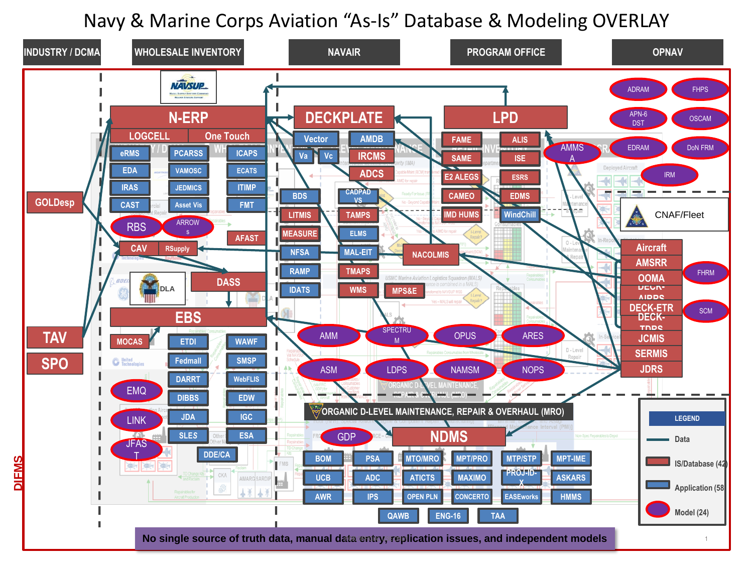# Navy & Marine Corps Aviation "As-Is" Database & Modeling OVERLAY

**INDUSTRY / DCMA** | **WHOLESALE INVENTORY** | **NAVAIR** | **PROGRAM OFFICE** | **OPNAV**

**INDUSTRY / DCMA**
- GOLDesp
- TAV
- SPO

**WHOLESALE INVENTORY**
- NAVSUP
- N-ERP: LOGCELL, One Touch
- eRMS, PCARSS, ICAPS
- EDA, VAMOSC, ECATS
- IRAS, JEDMICS, ITIMP
- CAST, Asset Vis, FMT
- RBS, ARROWS
- AFAST
- CAV, RSupply
- DLA
- DASS
- EBS
- MOCAS, ETDI, WAWF
- Fedmall, SMSP
- DARRT, WebFLIS
- DIBBS, EDW
- JDA, IGC
- SLES, ESA
- DDE/CA
- EMQ, LINK, JFAST

**NAVAIR**
- DECKPLATE
- Vector, Va, Vc
- AMDB, IRCMS, ADCS
- BDS, CADPAD VS
- LITMIS, TAMPS
- MEASURE, ELMS
- NFSA, MAL-EIT
- RAMP, TMAPS
- IDATS, WMS, MPS&E
- NACOLMIS
- AMM, SPECTRUM, OPUS, ARES
- ASM, LDPS, NAMSM, NOPS

**PROGRAM OFFICE**
- LPD
- FAME, ALIS
- SAME, ISE
- E2 ALEGS, ESRS
- CAMEO, EDMS
- IMD HUMS, WindChill
- AMMSA

**OPNAV**
- ADRAM, FHPS
- APN-6 DST, OSCAM
- EDRAM, DoN FRM
- IRM
- CNAF/Fleet
- Aircraft, AMSRR, OOMA, DECK-AIRRS, DECK-ETR, DECK-TDRS, JCMIS, SERMIS, JDRS
- FHRM, SCM

**ORGANIC D-LEVEL MAINTENANCE, REPAIR & OVERHAUL (MRO)**
- GDP
- NDMS
- BOM, PSA, MTO/MRO, MPT/PRO, MTP/STP, MPT-IME
- UCB, ADC, ATICTS, MAXIMO, PROJ-ID-X, ASKARS
- AWR, IPS, OPEN PLN, CONCERTO, EASEworks, HMMS
- QAWB, ENG-16, TAA

DIEMS

**LEGEND**
- Data
- IS/Database (42)
- Application (58)
- Model (24)

**No single source of truth data, manual data entry, replication issues, and independent models**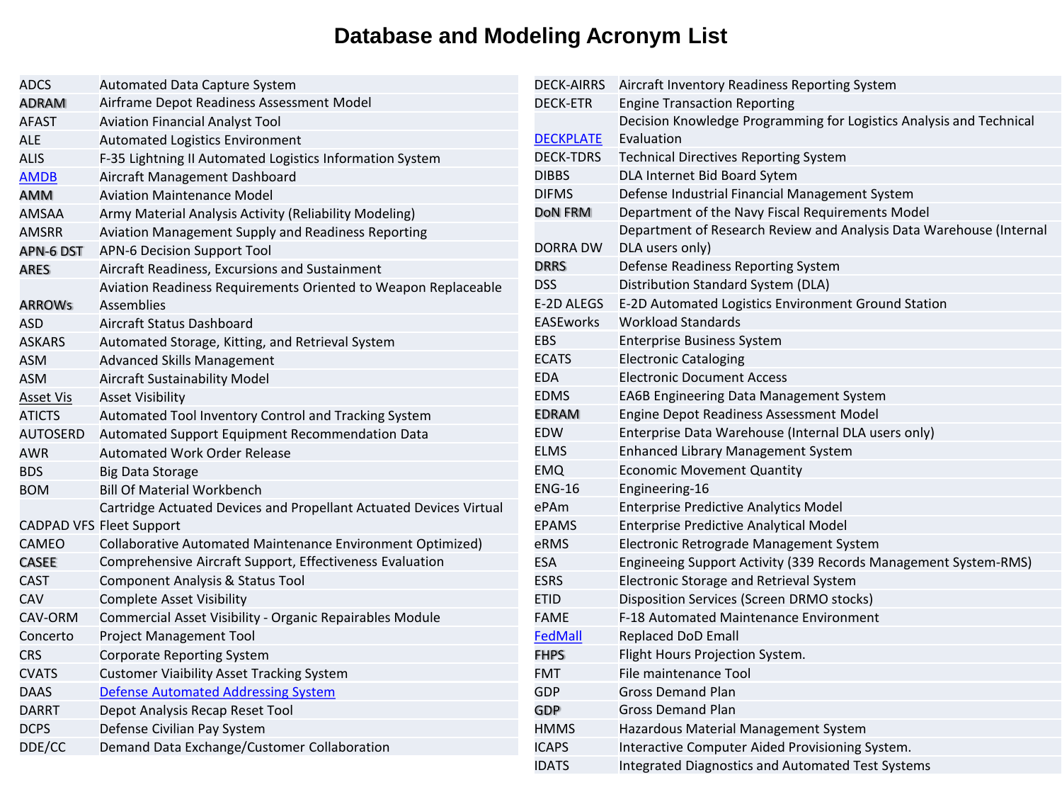# Database and Modeling Acronym List

| | |
|---|---|
| ADCS | Automated Data Capture System |
| ADRAM | Airframe Depot Readiness Assessment Model |
| AFAST | Aviation Financial Analyst Tool |
| ALE | Automated Logistics Environment |
| ALIS | F-35 Lightning II Automated Logistics Information System |
| AMDB | Aircraft Management Dashboard |
| AMM | Aviation Maintenance Model |
| AMSAA | Army Material Analysis Activity (Reliability Modeling) |
| AMSRR | Aviation Management Supply and Readiness Reporting |
| APN-6 DST | APN-6 Decision Support Tool |
| ARES | Aircraft Readiness, Excursions and Sustainment |
| ARROWs | Aviation Readiness Requirements Oriented to Weapon Replaceable Assemblies |
| ASD | Aircraft Status Dashboard |
| ASKARS | Automated Storage, Kitting, and Retrieval System |
| ASM | Advanced Skills Management |
| ASM | Aircraft Sustainability Model |
| Asset Vis | Asset Visibility |
| ATICTS | Automated Tool Inventory Control and Tracking System |
| AUTOSERD | Automated Support Equipment Recommendation Data |
| AWR | Automated Work Order Release |
| BDS | Big Data Storage |
| BOM | Bill Of Material Workbench |
| CADPAD VFS | Cartridge Actuated Devices and Propellant Actuated Devices Virtual Fleet Support |
| CAMEO | Collaborative Automated Maintenance Environment Optimized) |
| CASEE | Comprehensive Aircraft Support, Effectiveness Evaluation |
| CAST | Component Analysis & Status Tool |
| CAV | Complete Asset Visibility |
| CAV-ORM | Commercial Asset Visibility - Organic Repairables Module |
| Concerto | Project Management Tool |
| CRS | Corporate Reporting System |
| CVATS | Customer Viability Asset Tracking System |
| DAAS | Defense Automated Addressing System |
| DARRT | Depot Analysis Recap Reset Tool |
| DCPS | Defense Civilian Pay System |
| DDE/CC | Demand Data Exchange/Customer Collaboration |
| DECK-AIRRS | Aircraft Inventory Readiness Reporting System |
| DECK-ETR | Engine Transaction Reporting |
| DECKPLATE | Decision Knowledge Programming for Logistics Analysis and Technical Evaluation |
| DECK-TDRS | Technical Directives Reporting System |
| DIBBS | DLA Internet Bid Board Sytem |
| DIFMS | Defense Industrial Financial Management System |
| DoN FRM | Department of the Navy Fiscal Requirements Model |
| DORRA DW | Department of Research Review and Analysis Data Warehouse (Internal DLA users only) |
| DRRS | Defense Readiness Reporting System |
| DSS | Distribution Standard System (DLA) |
| E-2D ALEGS | E-2D Automated Logistics Environment Ground Station |
| EASEworks | Workload Standards |
| EBS | Enterprise Business System |
| ECATS | Electronic Cataloging |
| EDA | Electronic Document Access |
| EDMS | EA6B Engineering Data Management System |
| EDRAM | Engine Depot Readiness Assessment Model |
| EDW | Enterprise Data Warehouse (Internal DLA users only) |
| ELMS | Enhanced Library Management System |
| EMQ | Economic Movement Quantity |
| ENG-16 | Engineering-16 |
| ePAm | Enterprise Predictive Analytics Model |
| EPAMS | Enterprise Predictive Analytical Model |
| eRMS | Electronic Retrograde Management System |
| ESA | Engineeing Support Activity (339 Records Management System-RMS) |
| ESRS | Electronic Storage and Retrieval System |
| ETID | Disposition Services (Screen DRMO stocks) |
| FAME | F-18 Automated Maintenance Environment |
| FedMall | Replaced DoD Email |
| FHPS | Flight Hours Projection System. |
| FMT | File maintenance Tool |
| GDP | Gross Demand Plan |
| GDP | Gross Demand Plan |
| HMMS | Hazardous Material Management System |
| ICAPS | Interactive Computer Aided Provisioning System. |
| IDATS | Integrated Diagnostics and Automated Test Systems |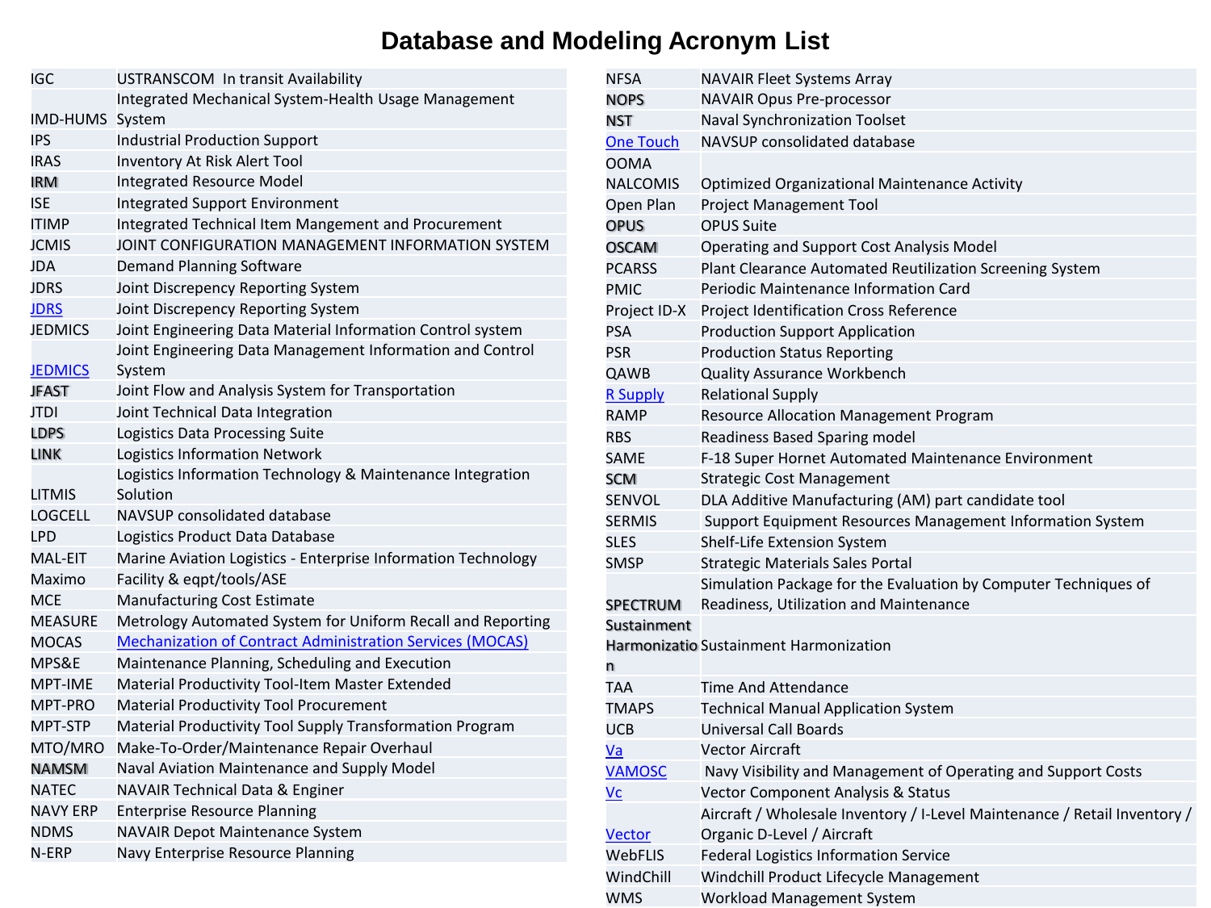# Database and Modeling Acronym List

| | |
|---|---|
| IGC | USTRANSCOM In transit Availability |
| IMD-HUMS | Integrated Mechanical System-Health Usage Management System |
| IPS | Industrial Production Support |
| IRAS | Inventory At Risk Alert Tool |
| IRM | Integrated Resource Model |
| ISE | Integrated Support Environment |
| ITIMP | Integrated Technical Item Mangement and Procurement |
| JCMIS | JOINT CONFIGURATION MANAGEMENT INFORMATION SYSTEM |
| JDA | Demand Planning Software |
| JDRS | Joint Discrepency Reporting System |
| JDRS | Joint Discrepency Reporting System |
| JEDMICS | Joint Engineering Data Material Information Control system |
| JEDMICS | Joint Engineering Data Management Information and Control System |
| JFAST | Joint Flow and Analysis System for Transportation |
| JTDI | Joint Technical Data Integration |
| LDPS | Logistics Data Processing Suite |
| LINK | Logistics Information Network |
| LITMIS | Logistics Information Technology & Maintenance Integration Solution |
| LOGCELL | NAVSUP consolidated database |
| LPD | Logistics Product Data Database |
| MAL-EIT | Marine Aviation Logistics - Enterprise Information Technology |
| Maximo | Facility & eqpt/tools/ASE |
| MCE | Manufacturing Cost Estimate |
| MEASURE | Metrology Automated System for Uniform Recall and Reporting |
| MOCAS | Mechanization of Contract Administration Services (MOCAS) |
| MPS&E | Maintenance Planning, Scheduling and Execution |
| MPT-IME | Material Productivity Tool-Item Master Extended |
| MPT-PRO | Material Productivity Tool Procurement |
| MPT-STP | Material Productivity Tool Supply Transformation Program |
| MTO/MRO | Make-To-Order/Maintenance Repair Overhaul |
| NAMSM | Naval Aviation Maintenance and Supply Model |
| NATEC | NAVAIR Technical Data & Enginer |
| NAVY ERP | Enterprise Resource Planning |
| NDMS | NAVAIR Depot Maintenance System |
| N-ERP | Navy Enterprise Resource Planning |
| NFSA | NAVAIR Fleet Systems Array |
| NOPS | NAVAIR Opus Pre-processor |
| NST | Naval Synchronization Toolset |
| One Touch | NAVSUP consolidated database |
| OOMA NALCOMIS | Optimized Organizational Maintenance Activity |
| Open Plan | Project Management Tool |
| OPUS | OPUS Suite |
| OSCAM | Operating and Support Cost Analysis Model |
| PCARSS | Plant Clearance Automated Reutilization Screening System |
| PMIC | Periodic Maintenance Information Card |
| Project ID-X | Project Identification Cross Reference |
| PSA | Production Support Application |
| PSR | Production Status Reporting |
| QAWB | Quality Assurance Workbench |
| R Supply | Relational Supply |
| RAMP | Resource Allocation Management Program |
| RBS | Readiness Based Sparing model |
| SAME | F-18 Super Hornet Automated Maintenance Environment |
| SCM | Strategic Cost Management |
| SENVOL | DLA Additive Manufacturing (AM) part candidate tool |
| SERMIS | Support Equipment Resources Management Information System |
| SLES | Shelf-Life Extension System |
| SMSP | Strategic Materials Sales Portal |
| SPECTRUM | Simulation Package for the Evaluation by Computer Techniques of Readiness, Utilization and Maintenance |
| Sustainment Harmonization | Sustainment Harmonization |
| TAA | Time And Attendance |
| TMAPS | Technical Manual Application System |
| UCB | Universal Call Boards |
| Va | Vector Aircraft |
| VAMOSC | Navy Visibility and Management of Operating and Support Costs |
| Vc | Vector Component Analysis & Status |
| Vector | Aircraft / Wholesale Inventory / I-Level Maintenance / Retail Inventory / Organic D-Level / Aircraft |
| WebFLIS | Federal Logistics Information Service |
| WindChill | Windchill Product Lifecycle Management |
| WMS | Workload Management System |